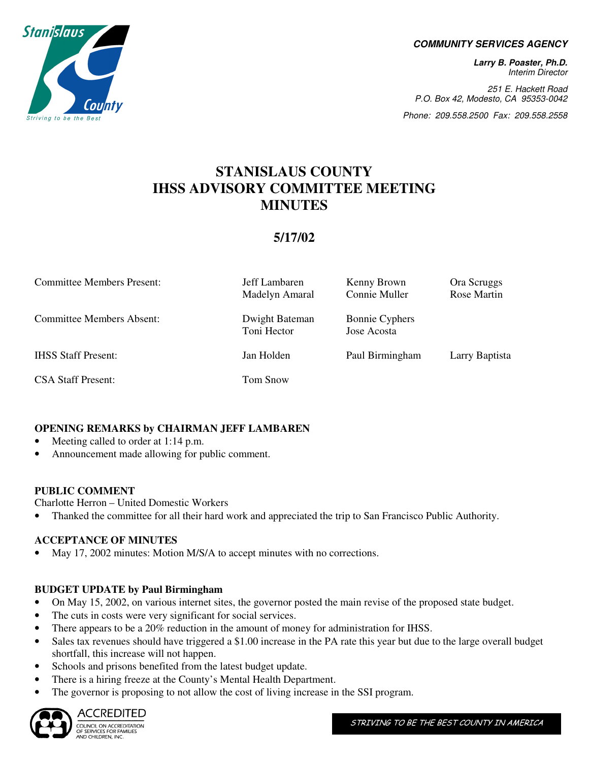**COMMUNITY SERVICES AGENCY**

***Larry B. Poaster, Ph.D.***
*Interim Director*

*251 E. Hackett Road*
*P.O. Box 42, Modesto, CA 95353-0042*

*Phone: 209.558.2500 Fax: 209.558.2558*

# STANISLAUS COUNTY IHSS ADVISORY COMMITTEE MEETING MINUTES

## 5/17/02

| | | | |
|---|---|---|---|
| Committee Members Present: | Jeff Lambaren<br>Madelyn Amaral | Kenny Brown<br>Connie Muller | Ora Scruggs<br>Rose Martin |
| Committee Members Absent: | Dwight Bateman<br>Toni Hector | Bonnie Cyphers<br>Jose Acosta | |
| IHSS Staff Present: | Jan Holden | Paul Birmingham | Larry Baptista |
| CSA Staff Present: | Tom Snow | | |

**OPENING REMARKS by CHAIRMAN JEFF LAMBAREN**

- Meeting called to order at 1:14 p.m.
- Announcement made allowing for public comment.

**PUBLIC COMMENT**

Charlotte Herron – United Domestic Workers

- Thanked the committee for all their hard work and appreciated the trip to San Francisco Public Authority.

**ACCEPTANCE OF MINUTES**

- May 17, 2002 minutes: Motion M/S/A to accept minutes with no corrections.

**BUDGET UPDATE by Paul Birmingham**

- On May 15, 2002, on various internet sites, the governor posted the main revise of the proposed state budget.
- The cuts in costs were very significant for social services.
- There appears to be a 20% reduction in the amount of money for administration for IHSS.
- Sales tax revenues should have triggered a $1.00 increase in the PA rate this year but due to the large overall budget shortfall, this increase will not happen.
- Schools and prisons benefited from the latest budget update.
- There is a hiring freeze at the County's Mental Health Department.
- The governor is proposing to not allow the cost of living increase in the SSI program.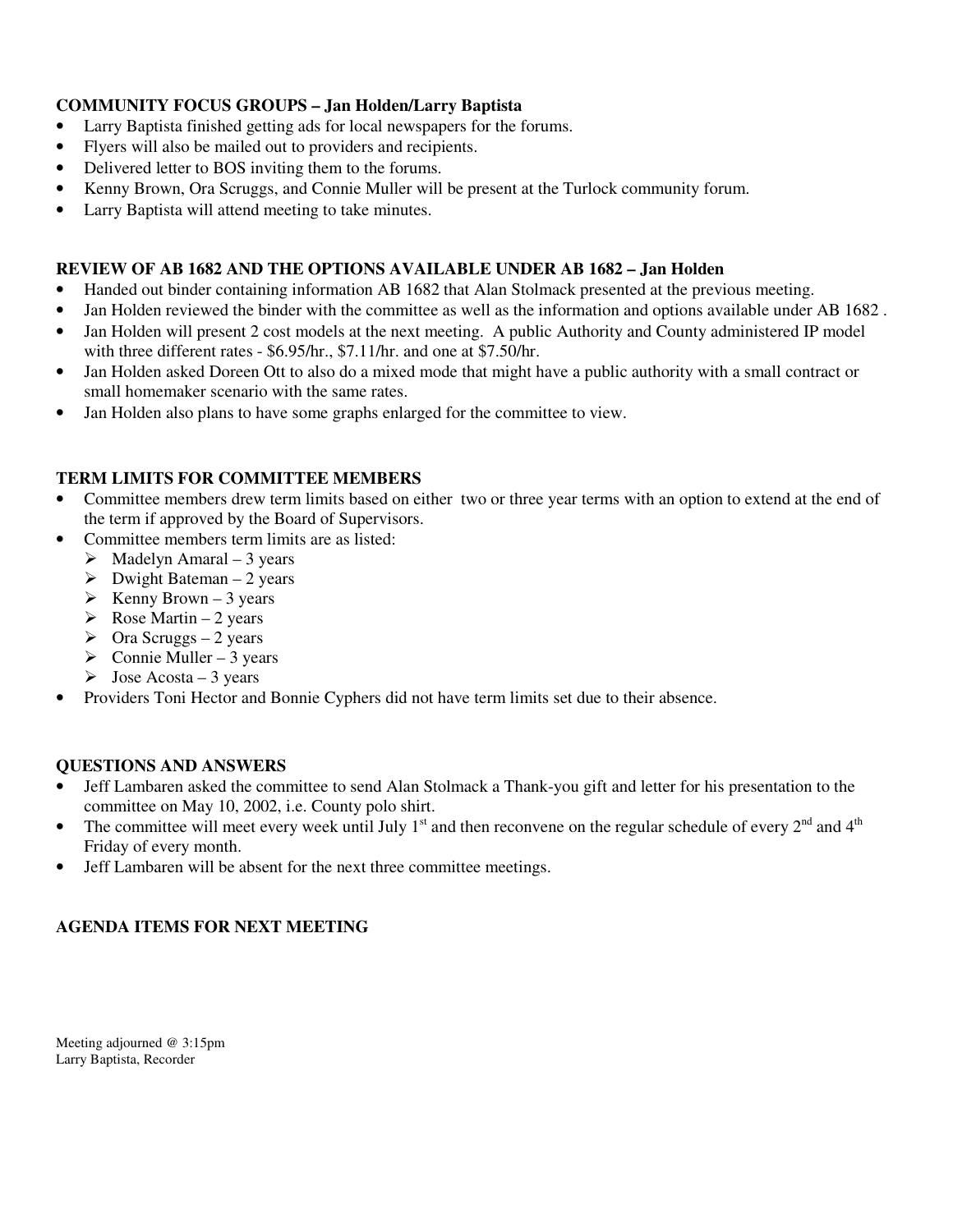**COMMUNITY FOCUS GROUPS – Jan Holden/Larry Baptista**

- Larry Baptista finished getting ads for local newspapers for the forums.
- Flyers will also be mailed out to providers and recipients.
- Delivered letter to BOS inviting them to the forums.
- Kenny Brown, Ora Scruggs, and Connie Muller will be present at the Turlock community forum.
- Larry Baptista will attend meeting to take minutes.

**REVIEW OF AB 1682 AND THE OPTIONS AVAILABLE UNDER AB 1682 – Jan Holden**

- Handed out binder containing information AB 1682 that Alan Stolmack presented at the previous meeting.
- Jan Holden reviewed the binder with the committee as well as the information and options available under AB 1682 .
- Jan Holden will present 2 cost models at the next meeting. A public Authority and County administered IP model with three different rates - $6.95/hr., $7.11/hr. and one at $7.50/hr.
- Jan Holden asked Doreen Ott to also do a mixed mode that might have a public authority with a small contract or small homemaker scenario with the same rates.
- Jan Holden also plans to have some graphs enlarged for the committee to view.

**TERM LIMITS FOR COMMITTEE MEMBERS**

- Committee members drew term limits based on either two or three year terms with an option to extend at the end of the term if approved by the Board of Supervisors.
- Committee members term limits are as listed:
  - Madelyn Amaral – 3 years
  - Dwight Bateman – 2 years
  - Kenny Brown – 3 years
  - Rose Martin – 2 years
  - Ora Scruggs – 2 years
  - Connie Muller – 3 years
  - Jose Acosta – 3 years
- Providers Toni Hector and Bonnie Cyphers did not have term limits set due to their absence.

**QUESTIONS AND ANSWERS**

- Jeff Lambaren asked the committee to send Alan Stolmack a Thank-you gift and letter for his presentation to the committee on May 10, 2002, i.e. County polo shirt.
- The committee will meet every week until July 1st and then reconvene on the regular schedule of every 2nd and 4th Friday of every month.
- Jeff Lambaren will be absent for the next three committee meetings.

**AGENDA ITEMS FOR NEXT MEETING**

Meeting adjourned @ 3:15pm
Larry Baptista, Recorder